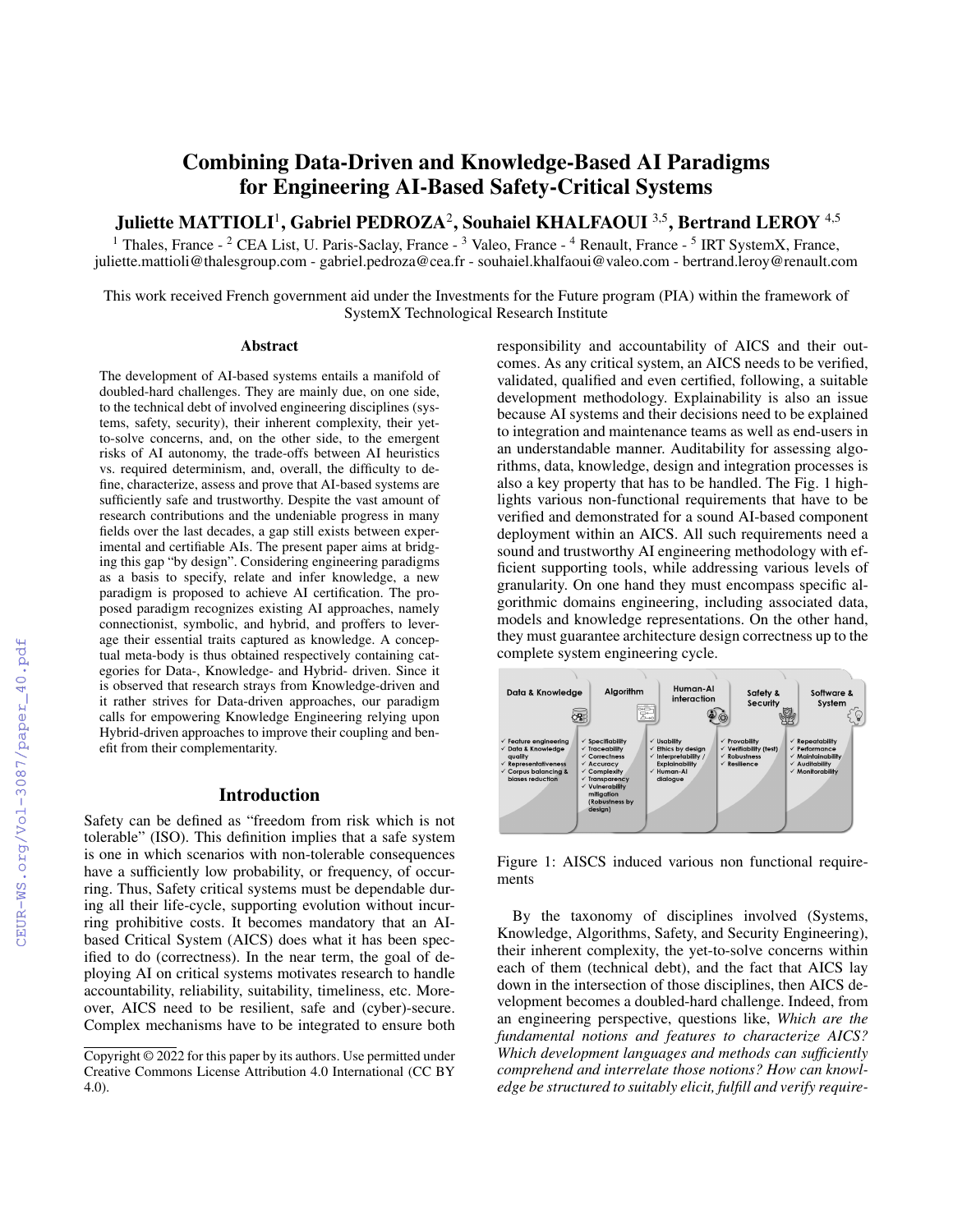# Combining Data-Driven and Knowledge-Based AI Paradigms for Engineering AI-Based Safety-Critical Systems

**Juliette MATTIOLI**[1], **Gabriel PEDROZA**[2], **Souhaiel KHALFAOUI**[3,5], **Bertrand LEROY**[4,5]

[1] Thales, France - [2] CEA List, U. Paris-Saclay, France - [3] Valeo, France - [4] Renault, France - [5] IRT SystemX, France,
juliette.mattioli@thalesgroup.com - gabriel.pedroza@cea.fr - souhaiel.khalfaoui@valeo.com - bertrand.leroy@renault.com

This work received French government aid under the Investments for the Future program (PIA) within the framework of SystemX Technological Research Institute

## Abstract

The development of AI-based systems entails a manifold of doubled-hard challenges. They are mainly due, on one side, to the technical debt of involved engineering disciplines (systems, safety, security), their inherent complexity, their yet-to-solve concerns, and, on the other side, to the emergent risks of AI autonomy, the trade-offs between AI heuristics vs. required determinism, and, overall, the difficulty to define, characterize, assess and prove that AI-based systems are sufficiently safe and trustworthy. Despite the vast amount of research contributions and the undeniable progress in many fields over the last decades, a gap still exists between experimental and certifiable AIs. The present paper aims at bridging this gap "by design". Considering engineering paradigms as a basis to specify, relate and infer knowledge, a new paradigm is proposed to achieve AI certification. The proposed paradigm recognizes existing AI approaches, namely connectionist, symbolic, and hybrid, and proffers to leverage their essential traits captured as knowledge. A conceptual meta-body is thus obtained respectively containing categories for Data-, Knowledge- and Hybrid- driven. Since it is observed that research strays from Knowledge-driven and it rather strives for Data-driven approaches, our paradigm calls for empowering Knowledge Engineering relying upon Hybrid-driven approaches to improve their coupling and benefit from their complementarity.

## Introduction

Safety can be defined as "freedom from risk which is not tolerable" (ISO). This definition implies that a safe system is one in which scenarios with non-tolerable consequences have a sufficiently low probability, or frequency, of occurring. Thus, Safety critical systems must be dependable during all their life-cycle, supporting evolution without incurring prohibitive costs. It becomes mandatory that an AI-based Critical System (AICS) does what it has been specified to do (correctness). In the near term, the goal of deploying AI on critical systems motivates research to handle accountability, reliability, suitability, timeliness, etc. Moreover, AICS need to be resilient, safe and (cyber)-secure. Complex mechanisms have to be integrated to ensure both responsibility and accountability of AICS and their outcomes. As any critical system, an AICS needs to be verified, validated, qualified and even certified, following, a suitable development methodology. Explainability is also an issue because AI systems and their decisions need to be explained to integration and maintenance teams as well as end-users in an understandable manner. Auditability for assessing algorithms, data, knowledge, design and integration processes is also a key property that has to be handled. The Fig. 1 highlights various non-functional requirements that have to be verified and demonstrated for a sound AI-based component deployment within an AICS. All such requirements need a sound and trustworthy AI engineering methodology with efficient supporting tools, while addressing various levels of granularity. On one hand they must encompass specific algorithmic domains engineering, including associated data, models and knowledge representations. On the other hand, they must guarantee architecture design correctness up to the complete system engineering cycle.

| Data & Knowledge | Algorithm | Human-AI interaction | Safety & Security | Software & System |
|---|---|---|---|---|
| ✓ Feature engineering<br>✓ Data & Knowledge quality<br>✓ Representativeness<br>✓ Corpus balancing & biases reduction | ✓ Specifiability<br>✓ Traceability<br>✓ Correctness<br>✓ Accuracy<br>✓ Complexity<br>✓ Transparency<br>✓ Vulnerability mitigation (Robustness by design) | ✓ Usability<br>✓ Ethics by design<br>✓ Interpretability / Explainability<br>✓ Human-AI dialogue | ✓ Provability<br>✓ Verifiability (test)<br>✓ Robustness<br>✓ Resilience | ✓ Repeatability<br>✓ Performance<br>✓ Maintainability<br>✓ Auditability<br>✓ Monitorability |

Figure 1: AISCS induced various non functional requirements

By the taxonomy of disciplines involved (Systems, Knowledge, Algorithms, Safety, and Security Engineering), their inherent complexity, the yet-to-solve concerns within each of them (technical debt), and the fact that AICS lay down in the intersection of those disciplines, then AICS development becomes a doubled-hard challenge. Indeed, from an engineering perspective, questions like, *Which are the fundamental notions and features to characterize AICS? Which development languages and methods can sufficiently comprehend and interrelate those notions? How can knowledge be structured to suitably elicit, fulfill and verify require-*

Copyright © 2022 for this paper by its authors. Use permitted under Creative Commons License Attribution 4.0 International (CC BY 4.0).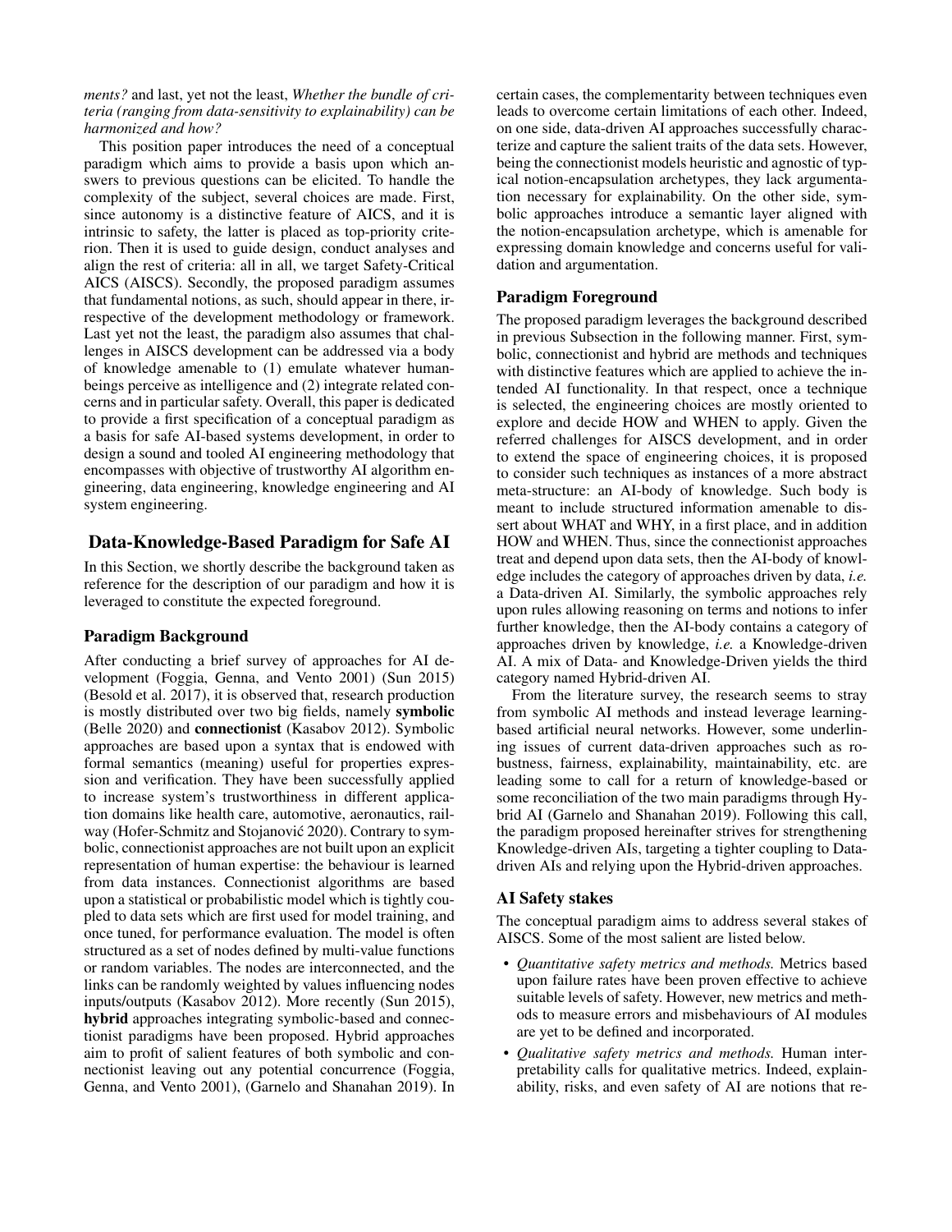*ments?* and last, yet not the least, *Whether the bundle of criteria (ranging from data-sensitivity to explainability) can be harmonized and how?*

This position paper introduces the need of a conceptual paradigm which aims to provide a basis upon which answers to previous questions can be elicited. To handle the complexity of the subject, several choices are made. First, since autonomy is a distinctive feature of AICS, and it is intrinsic to safety, the latter is placed as top-priority criterion. Then it is used to guide design, conduct analyses and align the rest of criteria: all in all, we target Safety-Critical AICS (AISCS). Secondly, the proposed paradigm assumes that fundamental notions, as such, should appear in there, irrespective of the development methodology or framework. Last yet not the least, the paradigm also assumes that challenges in AISCS development can be addressed via a body of knowledge amenable to (1) emulate whatever human-beings perceive as intelligence and (2) integrate related concerns and in particular safety. Overall, this paper is dedicated to provide a first specification of a conceptual paradigm as a basis for safe AI-based systems development, in order to design a sound and tooled AI engineering methodology that encompasses with objective of trustworthy AI algorithm engineering, data engineering, knowledge engineering and AI system engineering.

## Data-Knowledge-Based Paradigm for Safe AI

In this Section, we shortly describe the background taken as reference for the description of our paradigm and how it is leveraged to constitute the expected foreground.

### Paradigm Background

After conducting a brief survey of approaches for AI development (Foggia, Genna, and Vento 2001) (Sun 2015) (Besold et al. 2017), it is observed that, research production is mostly distributed over two big fields, namely **symbolic** (Belle 2020) and **connectionist** (Kasabov 2012). Symbolic approaches are based upon a syntax that is endowed with formal semantics (meaning) useful for properties expression and verification. They have been successfully applied to increase system's trustworthiness in different application domains like health care, automotive, aeronautics, railway (Hofer-Schmitz and Stojanović 2020). Contrary to symbolic, connectionist approaches are not built upon an explicit representation of human expertise: the behaviour is learned from data instances. Connectionist algorithms are based upon a statistical or probabilistic model which is tightly coupled to data sets which are first used for model training, and once tuned, for performance evaluation. The model is often structured as a set of nodes defined by multi-value functions or random variables. The nodes are interconnected, and the links can be randomly weighted by values influencing nodes inputs/outputs (Kasabov 2012). More recently (Sun 2015), **hybrid** approaches integrating symbolic-based and connectionist paradigms have been proposed. Hybrid approaches aim to profit of salient features of both symbolic and connectionist leaving out any potential concurrence (Foggia, Genna, and Vento 2001), (Garnelo and Shanahan 2019). In certain cases, the complementarity between techniques even leads to overcome certain limitations of each other. Indeed, on one side, data-driven AI approaches successfully characterize and capture the salient traits of the data sets. However, being the connectionist models heuristic and agnostic of typical notion-encapsulation archetypes, they lack argumentation necessary for explainability. On the other side, symbolic approaches introduce a semantic layer aligned with the notion-encapsulation archetype, which is amenable for expressing domain knowledge and concerns useful for validation and argumentation.

### Paradigm Foreground

The proposed paradigm leverages the background described in previous Subsection in the following manner. First, symbolic, connectionist and hybrid are methods and techniques with distinctive features which are applied to achieve the intended AI functionality. In that respect, once a technique is selected, the engineering choices are mostly oriented to explore and decide HOW and WHEN to apply. Given the referred challenges for AISCS development, and in order to extend the space of engineering choices, it is proposed to consider such techniques as instances of a more abstract meta-structure: an AI-body of knowledge. Such body is meant to include structured information amenable to dissert about WHAT and WHY, in a first place, and in addition HOW and WHEN. Thus, since the connectionist approaches treat and depend upon data sets, then the AI-body of knowledge includes the category of approaches driven by data, *i.e.* a Data-driven AI. Similarly, the symbolic approaches rely upon rules allowing reasoning on terms and notions to infer further knowledge, then the AI-body contains a category of approaches driven by knowledge, *i.e.* a Knowledge-driven AI. A mix of Data- and Knowledge-Driven yields the third category named Hybrid-driven AI.

From the literature survey, the research seems to stray from symbolic AI methods and instead leverage learning-based artificial neural networks. However, some underlining issues of current data-driven approaches such as robustness, fairness, explainability, maintainability, etc. are leading some to call for a return of knowledge-based or some reconciliation of the two main paradigms through Hybrid AI (Garnelo and Shanahan 2019). Following this call, the paradigm proposed hereinafter strives for strengthening Knowledge-driven AIs, targeting a tighter coupling to Data-driven AIs and relying upon the Hybrid-driven approaches.

### AI Safety stakes

The conceptual paradigm aims to address several stakes of AISCS. Some of the most salient are listed below.

- *Quantitative safety metrics and methods.* Metrics based upon failure rates have been proven effective to achieve suitable levels of safety. However, new metrics and methods to measure errors and misbehaviours of AI modules are yet to be defined and incorporated.
- *Qualitative safety metrics and methods.* Human interpretability calls for qualitative metrics. Indeed, explainability, risks, and even safety of AI are notions that re-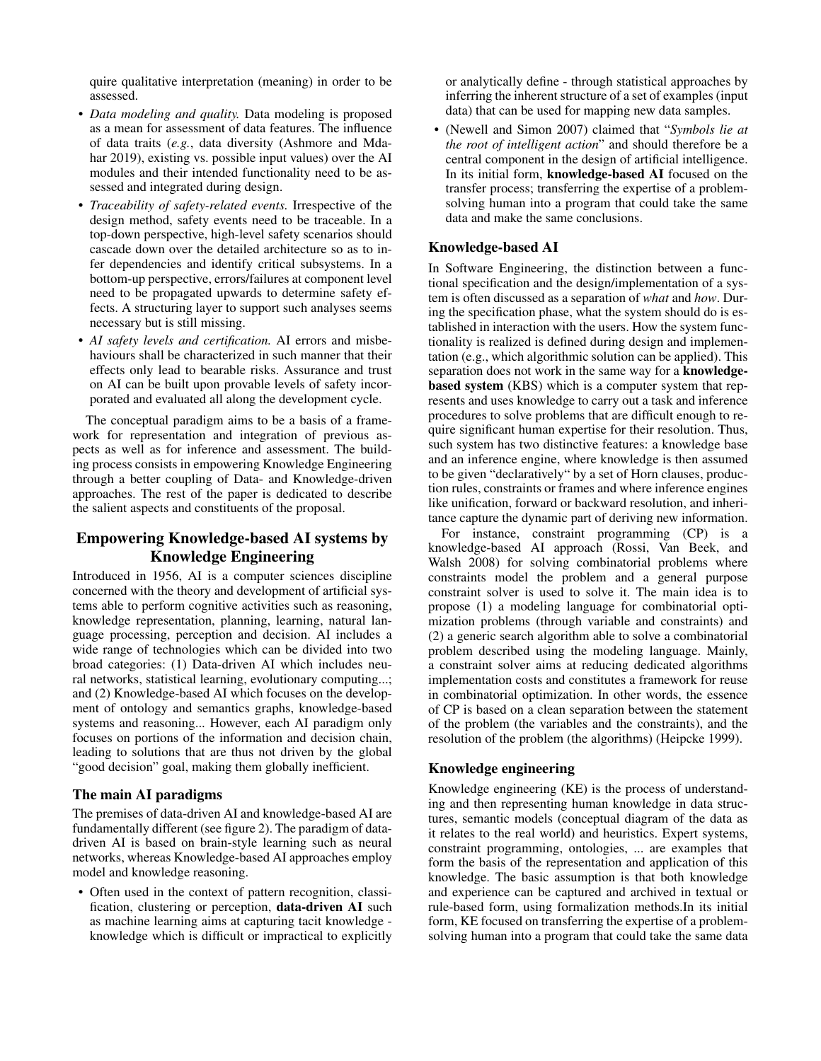quire qualitative interpretation (meaning) in order to be assessed.

- *Data modeling and quality.* Data modeling is proposed as a mean for assessment of data features. The influence of data traits (*e.g.*, data diversity (Ashmore and Mdahar 2019), existing vs. possible input values) over the AI modules and their intended functionality need to be assessed and integrated during design.
- *Traceability of safety-related events.* Irrespective of the design method, safety events need to be traceable. In a top-down perspective, high-level safety scenarios should cascade down over the detailed architecture so as to infer dependencies and identify critical subsystems. In a bottom-up perspective, errors/failures at component level need to be propagated upwards to determine safety effects. A structuring layer to support such analyses seems necessary but is still missing.
- *AI safety levels and certification.* AI errors and misbehaviours shall be characterized in such manner that their effects only lead to bearable risks. Assurance and trust on AI can be built upon provable levels of safety incorporated and evaluated all along the development cycle.

The conceptual paradigm aims to be a basis of a framework for representation and integration of previous aspects as well as for inference and assessment. The building process consists in empowering Knowledge Engineering through a better coupling of Data- and Knowledge-driven approaches. The rest of the paper is dedicated to describe the salient aspects and constituents of the proposal.

## Empowering Knowledge-based AI systems by Knowledge Engineering

Introduced in 1956, AI is a computer sciences discipline concerned with the theory and development of artificial systems able to perform cognitive activities such as reasoning, knowledge representation, planning, learning, natural language processing, perception and decision. AI includes a wide range of technologies which can be divided into two broad categories: (1) Data-driven AI which includes neural networks, statistical learning, evolutionary computing...; and (2) Knowledge-based AI which focuses on the development of ontology and semantics graphs, knowledge-based systems and reasoning... However, each AI paradigm only focuses on portions of the information and decision chain, leading to solutions that are thus not driven by the global "good decision" goal, making them globally inefficient.

### The main AI paradigms

The premises of data-driven AI and knowledge-based AI are fundamentally different (see figure 2). The paradigm of data-driven AI is based on brain-style learning such as neural networks, whereas Knowledge-based AI approaches employ model and knowledge reasoning.

- Often used in the context of pattern recognition, classification, clustering or perception, **data-driven AI** such as machine learning aims at capturing tacit knowledge - knowledge which is difficult or impractical to explicitly or analytically define - through statistical approaches by inferring the inherent structure of a set of examples (input data) that can be used for mapping new data samples.
- (Newell and Simon 2007) claimed that "*Symbols lie at the root of intelligent action*" and should therefore be a central component in the design of artificial intelligence. In its initial form, **knowledge-based AI** focused on the transfer process; transferring the expertise of a problem-solving human into a program that could take the same data and make the same conclusions.

### Knowledge-based AI

In Software Engineering, the distinction between a functional specification and the design/implementation of a system is often discussed as a separation of *what* and *how*. During the specification phase, what the system should do is established in interaction with the users. How the system functionality is realized is defined during design and implementation (e.g., which algorithmic solution can be applied). This separation does not work in the same way for a **knowledge-based system** (KBS) which is a computer system that represents and uses knowledge to carry out a task and inference procedures to solve problems that are difficult enough to require significant human expertise for their resolution. Thus, such system has two distinctive features: a knowledge base and an inference engine, where knowledge is then assumed to be given "declaratively" by a set of Horn clauses, production rules, constraints or frames and where inference engines like unification, forward or backward resolution, and inheritance capture the dynamic part of deriving new information.

For instance, constraint programming (CP) is a knowledge-based AI approach (Rossi, Van Beek, and Walsh 2008) for solving combinatorial problems where constraints model the problem and a general purpose constraint solver is used to solve it. The main idea is to propose (1) a modeling language for combinatorial optimization problems (through variable and constraints) and (2) a generic search algorithm able to solve a combinatorial problem described using the modeling language. Mainly, a constraint solver aims at reducing dedicated algorithms implementation costs and constitutes a framework for reuse in combinatorial optimization. In other words, the essence of CP is based on a clean separation between the statement of the problem (the variables and the constraints), and the resolution of the problem (the algorithms) (Heipcke 1999).

### Knowledge engineering

Knowledge engineering (KE) is the process of understanding and then representing human knowledge in data structures, semantic models (conceptual diagram of the data as it relates to the real world) and heuristics. Expert systems, constraint programming, ontologies, ... are examples that form the basis of the representation and application of this knowledge. The basic assumption is that both knowledge and experience can be captured and archived in textual or rule-based form, using formalization methods.In its initial form, KE focused on transferring the expertise of a problem-solving human into a program that could take the same data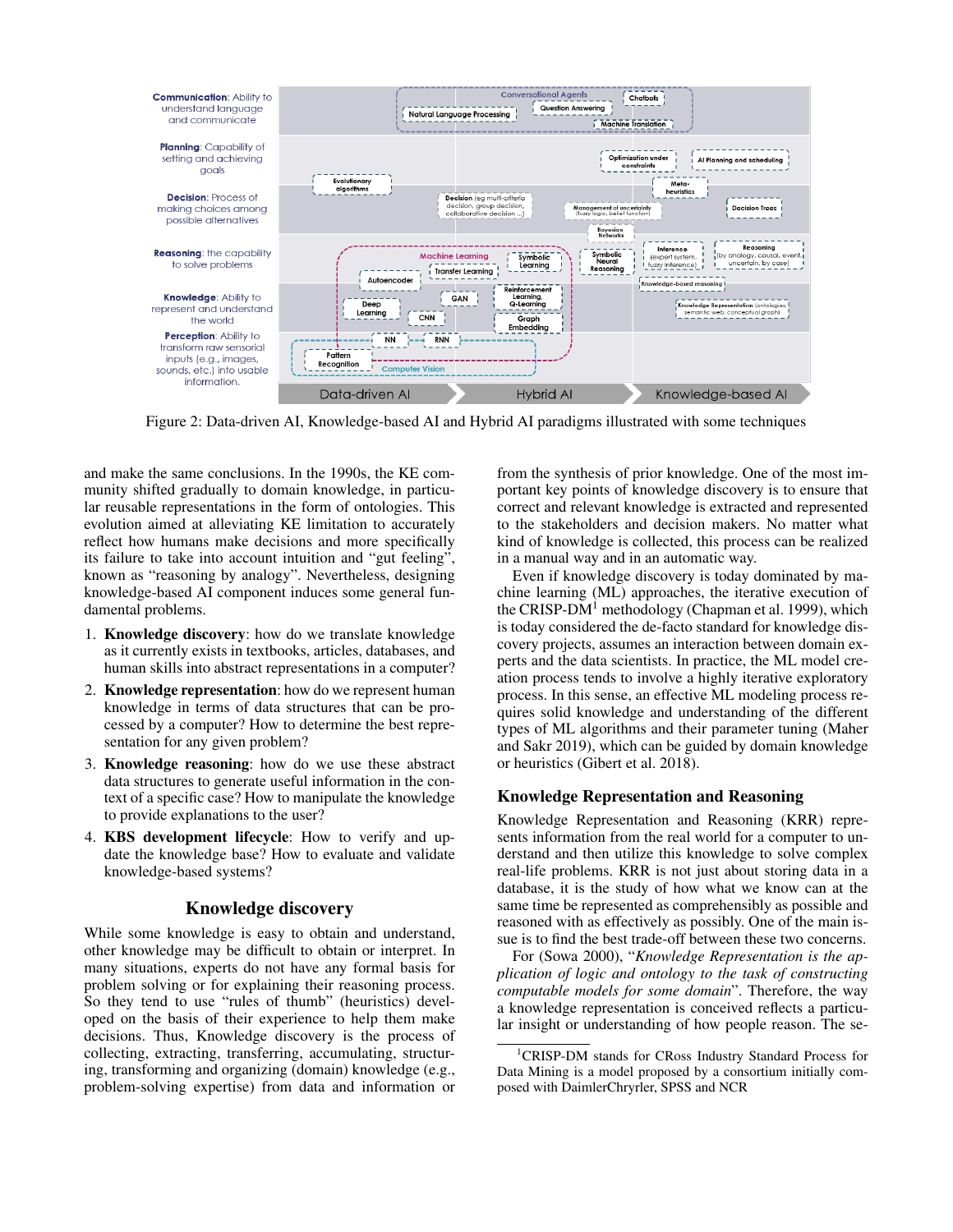Figure 2: Data-driven AI, Knowledge-based AI and Hybrid AI paradigms illustrated with some techniques

and make the same conclusions. In the 1990s, the KE community shifted gradually to domain knowledge, in particular reusable representations in the form of ontologies. This evolution aimed at alleviating KE limitation to accurately reflect how humans make decisions and more specifically its failure to take into account intuition and "gut feeling", known as "reasoning by analogy". Nevertheless, designing knowledge-based AI component induces some general fundamental problems.

1. **Knowledge discovery**: how do we translate knowledge as it currently exists in textbooks, articles, databases, and human skills into abstract representations in a computer?
2. **Knowledge representation**: how do we represent human knowledge in terms of data structures that can be processed by a computer? How to determine the best representation for any given problem?
3. **Knowledge reasoning**: how do we use these abstract data structures to generate useful information in the context of a specific case? How to manipulate the knowledge to provide explanations to the user?
4. **KBS development lifecycle**: How to verify and update the knowledge base? How to evaluate and validate knowledge-based systems?

## Knowledge discovery

While some knowledge is easy to obtain and understand, other knowledge may be difficult to obtain or interpret. In many situations, experts do not have any formal basis for problem solving or for explaining their reasoning process. So they tend to use "rules of thumb" (heuristics) developed on the basis of their experience to help them make decisions. Thus, Knowledge discovery is the process of collecting, extracting, transferring, accumulating, structuring, transforming and organizing (domain) knowledge (e.g., problem-solving expertise) from data and information or from the synthesis of prior knowledge. One of the most important key points of knowledge discovery is to ensure that correct and relevant knowledge is extracted and represented to the stakeholders and decision makers. No matter what kind of knowledge is collected, this process can be realized in a manual way and in an automatic way.

Even if knowledge discovery is today dominated by machine learning (ML) approaches, the iterative execution of the CRISP-DM[1] methodology (Chapman et al. 1999), which is today considered the de-facto standard for knowledge discovery projects, assumes an interaction between domain experts and the data scientists. In practice, the ML model creation process tends to involve a highly iterative exploratory process. In this sense, an effective ML modeling process requires solid knowledge and understanding of the different types of ML algorithms and their parameter tuning (Maher and Sakr 2019), which can be guided by domain knowledge or heuristics (Gibert et al. 2018).

## Knowledge Representation and Reasoning

Knowledge Representation and Reasoning (KRR) represents information from the real world for a computer to understand and then utilize this knowledge to solve complex real-life problems. KRR is not just about storing data in a database, it is the study of how what we know can at the same time be represented as comprehensibly as possible and reasoned with as effectively as possibly. One of the main issue is to find the best trade-off between these two concerns.

For (Sowa 2000), "*Knowledge Representation is the application of logic and ontology to the task of constructing computable models for some domain*". Therefore, the way a knowledge representation is conceived reflects a particular insight or understanding of how people reason. The se-

[1]CRISP-DM stands for CRoss Industry Standard Process for Data Mining is a model proposed by a consortium initially composed with DaimlerChryrler, SPSS and NCR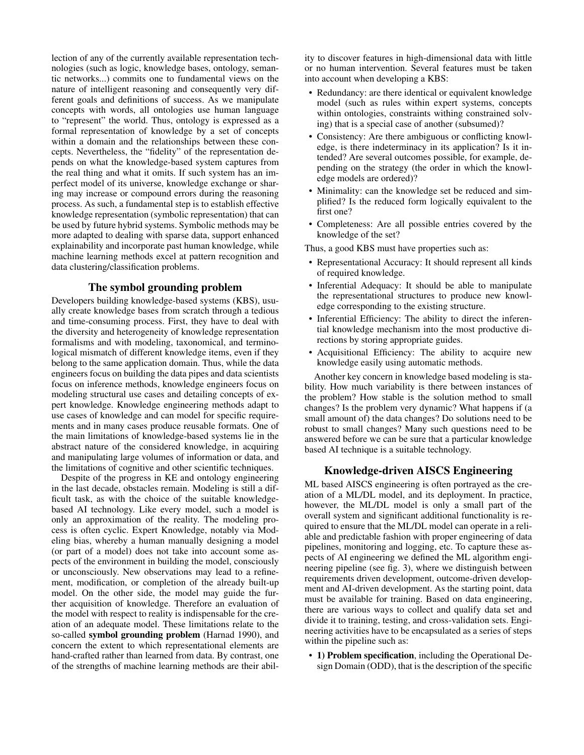lection of any of the currently available representation technologies (such as logic, knowledge bases, ontology, semantic networks...) commits one to fundamental views on the nature of intelligent reasoning and consequently very different goals and definitions of success. As we manipulate concepts with words, all ontologies use human language to "represent" the world. Thus, ontology is expressed as a formal representation of knowledge by a set of concepts within a domain and the relationships between these concepts. Nevertheless, the "fidelity" of the representation depends on what the knowledge-based system captures from the real thing and what it omits. If such system has an imperfect model of its universe, knowledge exchange or sharing may increase or compound errors during the reasoning process. As such, a fundamental step is to establish effective knowledge representation (symbolic representation) that can be used by future hybrid systems. Symbolic methods may be more adapted to dealing with sparse data, support enhanced explainability and incorporate past human knowledge, while machine learning methods excel at pattern recognition and data clustering/classification problems.

## The symbol grounding problem

Developers building knowledge-based systems (KBS), usually create knowledge bases from scratch through a tedious and time-consuming process. First, they have to deal with the diversity and heterogeneity of knowledge representation formalisms and with modeling, taxonomical, and terminological mismatch of different knowledge items, even if they belong to the same application domain. Thus, while the data engineers focus on building the data pipes and data scientists focus on inference methods, knowledge engineers focus on modeling structural use cases and detailing concepts of expert knowledge. Knowledge engineering methods adapt to use cases of knowledge and can model for specific requirements and in many cases produce reusable formats. One of the main limitations of knowledge-based systems lie in the abstract nature of the considered knowledge, in acquiring and manipulating large volumes of information or data, and the limitations of cognitive and other scientific techniques.

Despite of the progress in KE and ontology engineering in the last decade, obstacles remain. Modeling is still a difficult task, as with the choice of the suitable knowledge-based AI technology. Like every model, such a model is only an approximation of the reality. The modeling process is often cyclic. Expert Knowledge, notably via Modeling bias, whereby a human manually designing a model (or part of a model) does not take into account some aspects of the environment in building the model, consciously or unconsciously. New observations may lead to a refinement, modification, or completion of the already built-up model. On the other side, the model may guide the further acquisition of knowledge. Therefore an evaluation of the model with respect to reality is indispensable for the creation of an adequate model. These limitations relate to the so-called **symbol grounding problem** (Harnad 1990), and concern the extent to which representational elements are hand-crafted rather than learned from data. By contrast, one of the strengths of machine learning methods are their ability to discover features in high-dimensional data with little or no human intervention. Several features must be taken into account when developing a KBS:

- Redundancy: are there identical or equivalent knowledge model (such as rules within expert systems, concepts within ontologies, constraints withing constrained solving) that is a special case of another (subsumed)?
- Consistency: Are there ambiguous or conflicting knowledge, is there indeterminacy in its application? Is it intended? Are several outcomes possible, for example, depending on the strategy (the order in which the knowledge models are ordered)?
- Minimality: can the knowledge set be reduced and simplified? Is the reduced form logically equivalent to the first one?
- Completeness: Are all possible entries covered by the knowledge of the set?

Thus, a good KBS must have properties such as:

- Representational Accuracy: It should represent all kinds of required knowledge.
- Inferential Adequacy: It should be able to manipulate the representational structures to produce new knowledge corresponding to the existing structure.
- Inferential Efficiency: The ability to direct the inferential knowledge mechanism into the most productive directions by storing appropriate guides.
- Acquisitional Efficiency: The ability to acquire new knowledge easily using automatic methods.

Another key concern in knowledge based modeling is stability. How much variability is there between instances of the problem? How stable is the solution method to small changes? Is the problem very dynamic? What happens if (a small amount of) the data changes? Do solutions need to be robust to small changes? Many such questions need to be answered before we can be sure that a particular knowledge based AI technique is a suitable technology.

## Knowledge-driven AISCS Engineering

ML based AISCS engineering is often portrayed as the creation of a ML/DL model, and its deployment. In practice, however, the ML/DL model is only a small part of the overall system and significant additional functionality is required to ensure that the ML/DL model can operate in a reliable and predictable fashion with proper engineering of data pipelines, monitoring and logging, etc. To capture these aspects of AI engineering we defined the ML algorithm engineering pipeline (see fig. 3), where we distinguish between requirements driven development, outcome-driven development and AI-driven development. As the starting point, data must be available for training. Based on data engineering, there are various ways to collect and qualify data set and divide it to training, testing, and cross-validation sets. Engineering activities have to be encapsulated as a series of steps within the pipeline such as:

- **1) Problem specification**, including the Operational Design Domain (ODD), that is the description of the specific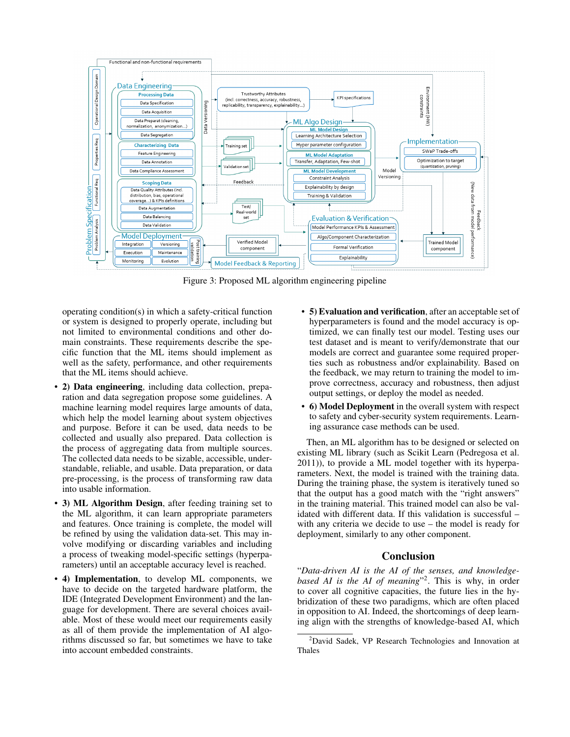Figure 3: Proposed ML algorithm engineering pipeline

operating condition(s) in which a safety-critical function or system is designed to properly operate, including but not limited to environmental conditions and other domain constraints. These requirements describe the specific function that the ML items should implement as well as the safety, performance, and other requirements that the ML items should achieve.

- **2) Data engineering**, including data collection, preparation and data segregation propose some guidelines. A machine learning model requires large amounts of data, which help the model learning about system objectives and purpose. Before it can be used, data needs to be collected and usually also prepared. Data collection is the process of aggregating data from multiple sources. The collected data needs to be sizable, accessible, understandable, reliable, and usable. Data preparation, or data pre-processing, is the process of transforming raw data into usable information.
- **3) ML Algorithm Design**, after feeding training set to the ML algorithm, it can learn appropriate parameters and features. Once training is complete, the model will be refined by using the validation data-set. This may involve modifying or discarding variables and including a process of tweaking model-specific settings (hyperparameters) until an acceptable accuracy level is reached.
- **4) Implementation**, to develop ML components, we have to decide on the targeted hardware platform, the IDE (Integrated Development Environment) and the language for development. There are several choices available. Most of these would meet our requirements easily as all of them provide the implementation of AI algorithms discussed so far, but sometimes we have to take into account embedded constraints.
- **5) Evaluation and verification**, after an acceptable set of hyperparameters is found and the model accuracy is optimized, we can finally test our model. Testing uses our test dataset and is meant to verify/demonstrate that our models are correct and guarantee some required properties such as robustness and/or explainability. Based on the feedback, we may return to training the model to improve correctness, accuracy and robustness, then adjust output settings, or deploy the model as needed.
- **6) Model Deployment** in the overall system with respect to safety and cyber-security system requirements. Learning assurance case methods can be used.

Then, an ML algorithm has to be designed or selected on existing ML library (such as Scikit Learn (Pedregosa et al. 2011)), to provide a ML model together with its hyperparameters. Next, the model is trained with the training data. During the training phase, the system is iteratively tuned so that the output has a good match with the "right answers" in the training material. This trained model can also be validated with different data. If this validation is successful – with any criteria we decide to use – the model is ready for deployment, similarly to any other component.

## Conclusion

"*Data-driven AI is the AI of the senses, and knowledge-based AI is the AI of meaning*"[2]. This is why, in order to cover all cognitive capacities, the future lies in the hybridization of these two paradigms, which are often placed in opposition to AI. Indeed, the shortcomings of deep learning align with the strengths of knowledge-based AI, which

[2]David Sadek, VP Research Technologies and Innovation at Thales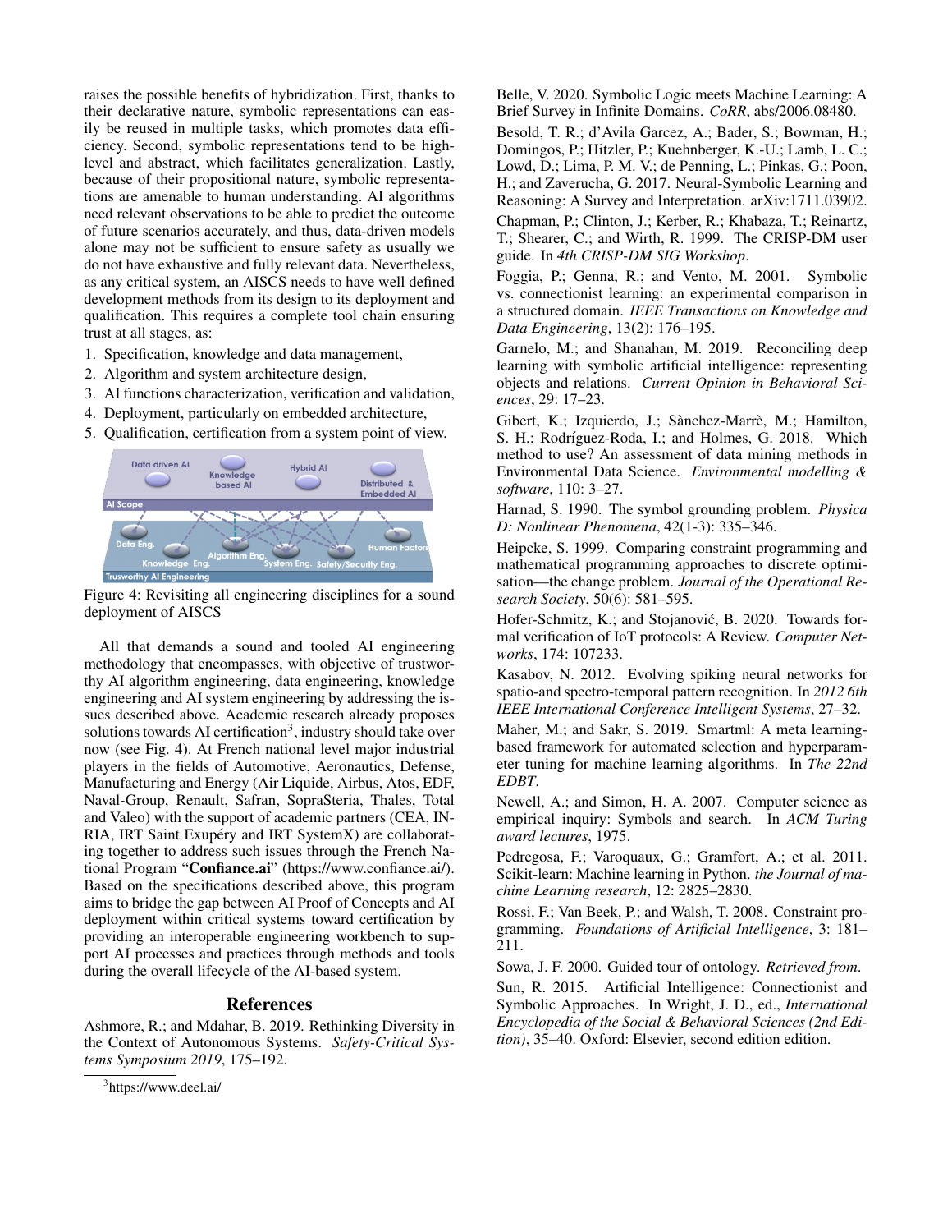raises the possible benefits of hybridization. First, thanks to their declarative nature, symbolic representations can easily be reused in multiple tasks, which promotes data efficiency. Second, symbolic representations tend to be high-level and abstract, which facilitates generalization. Lastly, because of their propositional nature, symbolic representations are amenable to human understanding. AI algorithms need relevant observations to be able to predict the outcome of future scenarios accurately, and thus, data-driven models alone may not be sufficient to ensure safety as usually we do not have exhaustive and fully relevant data. Nevertheless, as any critical system, an AISCS needs to have well defined development methods from its design to its deployment and qualification. This requires a complete tool chain ensuring trust at all stages, as:

1. Specification, knowledge and data management,
2. Algorithm and system architecture design,
3. AI functions characterization, verification and validation,
4. Deployment, particularly on embedded architecture,
5. Qualification, certification from a system point of view.

Data driven AI
Knowledge based AI
Hybrid AI
Distributed & Embedded AI
AI Scope
Data Eng.
Knowledge Eng.
Algorithm Eng.
System Eng.
Safety/Security Eng.
Human Factors
Trusworthy AI Engineering

Figure 4: Revisiting all engineering disciplines for a sound deployment of AISCS

All that demands a sound and tooled AI engineering methodology that encompasses, with objective of trustworthy AI algorithm engineering, data engineering, knowledge engineering and AI system engineering by addressing the issues described above. Academic research already proposes solutions towards AI certification[3], industry should take over now (see Fig. 4). At French national level major industrial players in the fields of Automotive, Aeronautics, Defense, Manufacturing and Energy (Air Liquide, Airbus, Atos, EDF, Naval-Group, Renault, Safran, SopraSteria, Thales, Total and Valeo) with the support of academic partners (CEA, INRIA, IRT Saint Exupéry and IRT SystemX) are collaborating together to address such issues through the French National Program "**Confiance.ai**" (https://www.confiance.ai/). Based on the specifications described above, this program aims to bridge the gap between AI Proof of Concepts and AI deployment within critical systems toward certification by providing an interoperable engineering workbench to support AI processes and practices through methods and tools during the overall lifecycle of the AI-based system.

[3] https://www.deel.ai/

## References

Ashmore, R.; and Mdahar, B. 2019. Rethinking Diversity in the Context of Autonomous Systems. *Safety-Critical Systems Symposium 2019*, 175–192.

Belle, V. 2020. Symbolic Logic meets Machine Learning: A Brief Survey in Infinite Domains. *CoRR*, abs/2006.08480.

Besold, T. R.; d'Avila Garcez, A.; Bader, S.; Bowman, H.; Domingos, P.; Hitzler, P.; Kuehnberger, K.-U.; Lamb, L. C.; Lowd, D.; Lima, P. M. V.; de Penning, L.; Pinkas, G.; Poon, H.; and Zaverucha, G. 2017. Neural-Symbolic Learning and Reasoning: A Survey and Interpretation. arXiv:1711.03902.

Chapman, P.; Clinton, J.; Kerber, R.; Khabaza, T.; Reinartz, T.; Shearer, C.; and Wirth, R. 1999. The CRISP-DM user guide. In *4th CRISP-DM SIG Workshop*.

Foggia, P.; Genna, R.; and Vento, M. 2001. Symbolic vs. connectionist learning: an experimental comparison in a structured domain. *IEEE Transactions on Knowledge and Data Engineering*, 13(2): 176–195.

Garnelo, M.; and Shanahan, M. 2019. Reconciling deep learning with symbolic artificial intelligence: representing objects and relations. *Current Opinion in Behavioral Sciences*, 29: 17–23.

Gibert, K.; Izquierdo, J.; Sànchez-Marrè, M.; Hamilton, S. H.; Rodríguez-Roda, I.; and Holmes, G. 2018. Which method to use? An assessment of data mining methods in Environmental Data Science. *Environmental modelling & software*, 110: 3–27.

Harnad, S. 1990. The symbol grounding problem. *Physica D: Nonlinear Phenomena*, 42(1-3): 335–346.

Heipcke, S. 1999. Comparing constraint programming and mathematical programming approaches to discrete optimisation—the change problem. *Journal of the Operational Research Society*, 50(6): 581–595.

Hofer-Schmitz, K.; and Stojanović, B. 2020. Towards formal verification of IoT protocols: A Review. *Computer Networks*, 174: 107233.

Kasabov, N. 2012. Evolving spiking neural networks for spatio-and spectro-temporal pattern recognition. In *2012 6th IEEE International Conference Intelligent Systems*, 27–32.

Maher, M.; and Sakr, S. 2019. Smartml: A meta learning-based framework for automated selection and hyperparameter tuning for machine learning algorithms. In *The 22nd EDBT*.

Newell, A.; and Simon, H. A. 2007. Computer science as empirical inquiry: Symbols and search. In *ACM Turing award lectures*, 1975.

Pedregosa, F.; Varoquaux, G.; Gramfort, A.; et al. 2011. Scikit-learn: Machine learning in Python. *the Journal of machine Learning research*, 12: 2825–2830.

Rossi, F.; Van Beek, P.; and Walsh, T. 2008. Constraint programming. *Foundations of Artificial Intelligence*, 3: 181–211.

Sowa, J. F. 2000. Guided tour of ontology. *Retrieved from*.

Sun, R. 2015. Artificial Intelligence: Connectionist and Symbolic Approaches. In Wright, J. D., ed., *International Encyclopedia of the Social & Behavioral Sciences (2nd Edition)*, 35–40. Oxford: Elsevier, second edition edition.